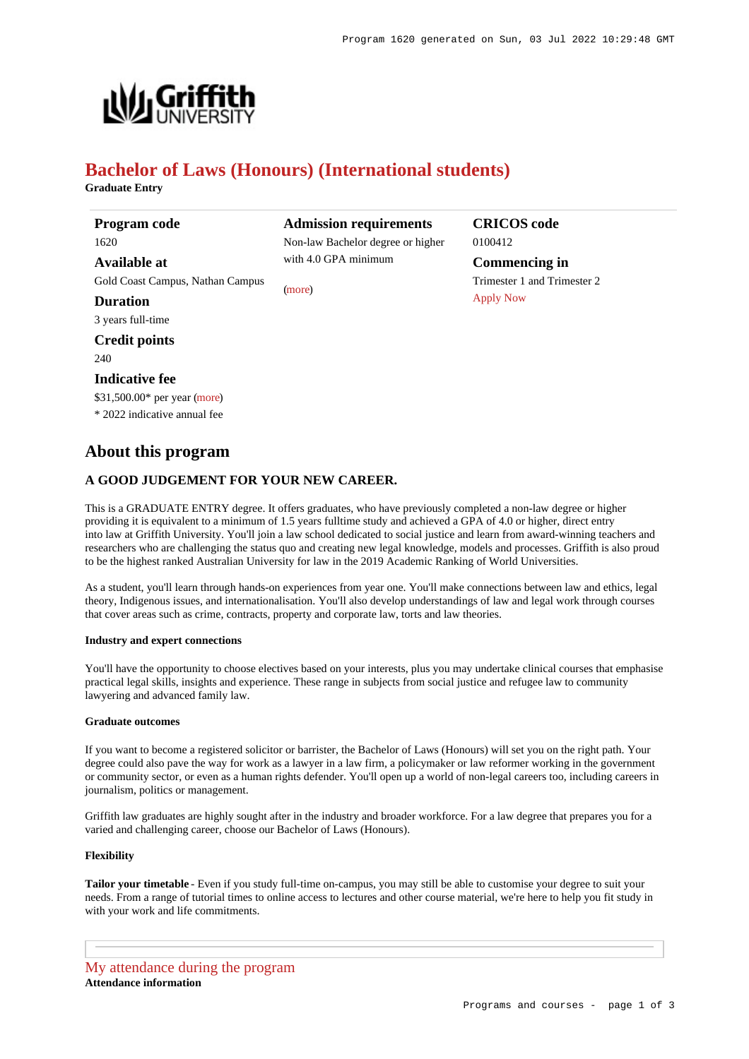# Bachelor of Laws (Honours) (International students)

**Graduate Entry**

### Program code

1620

### Available at

Gold Coast Campus, Nathan Campus

### Duration

3 years full-time

### Credit points

240

### Indicative fee

$31,500.00* per year (more)

* 2022 indicative annual fee

### Admission requirements

Non-law Bachelor degree or higher with 4.0 GPA minimum

(more)

### CRICOS code

0100412

### Commencing in

Trimester 1 and Trimester 2

Apply Now

## About this program

### A GOOD JUDGEMENT FOR YOUR NEW CAREER.

This is a GRADUATE ENTRY degree. It offers graduates, who have previously completed a non-law degree or higher providing it is equivalent to a minimum of 1.5 years fulltime study and achieved a GPA of 4.0 or higher, direct entry into law at Griffith University. You'll join a law school dedicated to social justice and learn from award-winning teachers and researchers who are challenging the status quo and creating new legal knowledge, models and processes. Griffith is also proud to be the highest ranked Australian University for law in the 2019 Academic Ranking of World Universities.

As a student, you'll learn through hands-on experiences from year one. You'll make connections between law and ethics, legal theory, Indigenous issues, and internationalisation. You'll also develop understandings of law and legal work through courses that cover areas such as crime, contracts, property and corporate law, torts and law theories.

#### Industry and expert connections

You'll have the opportunity to choose electives based on your interests, plus you may undertake clinical courses that emphasise practical legal skills, insights and experience. These range in subjects from social justice and refugee law to community lawyering and advanced family law.

#### Graduate outcomes

If you want to become a registered solicitor or barrister, the Bachelor of Laws (Honours) will set you on the right path. Your degree could also pave the way for work as a lawyer in a law firm, a policymaker or law reformer working in the government or community sector, or even as a human rights defender. You'll open up a world of non-legal careers too, including careers in journalism, politics or management.

Griffith law graduates are highly sought after in the industry and broader workforce. For a law degree that prepares you for a varied and challenging career, choose our Bachelor of Laws (Honours).

#### Flexibility

**Tailor your timetable** - Even if you study full-time on-campus, you may still be able to customise your degree to suit your needs. From a range of tutorial times to online access to lectures and other course material, we're here to help you fit study in with your work and life commitments.

## My attendance during the program

**Attendance information**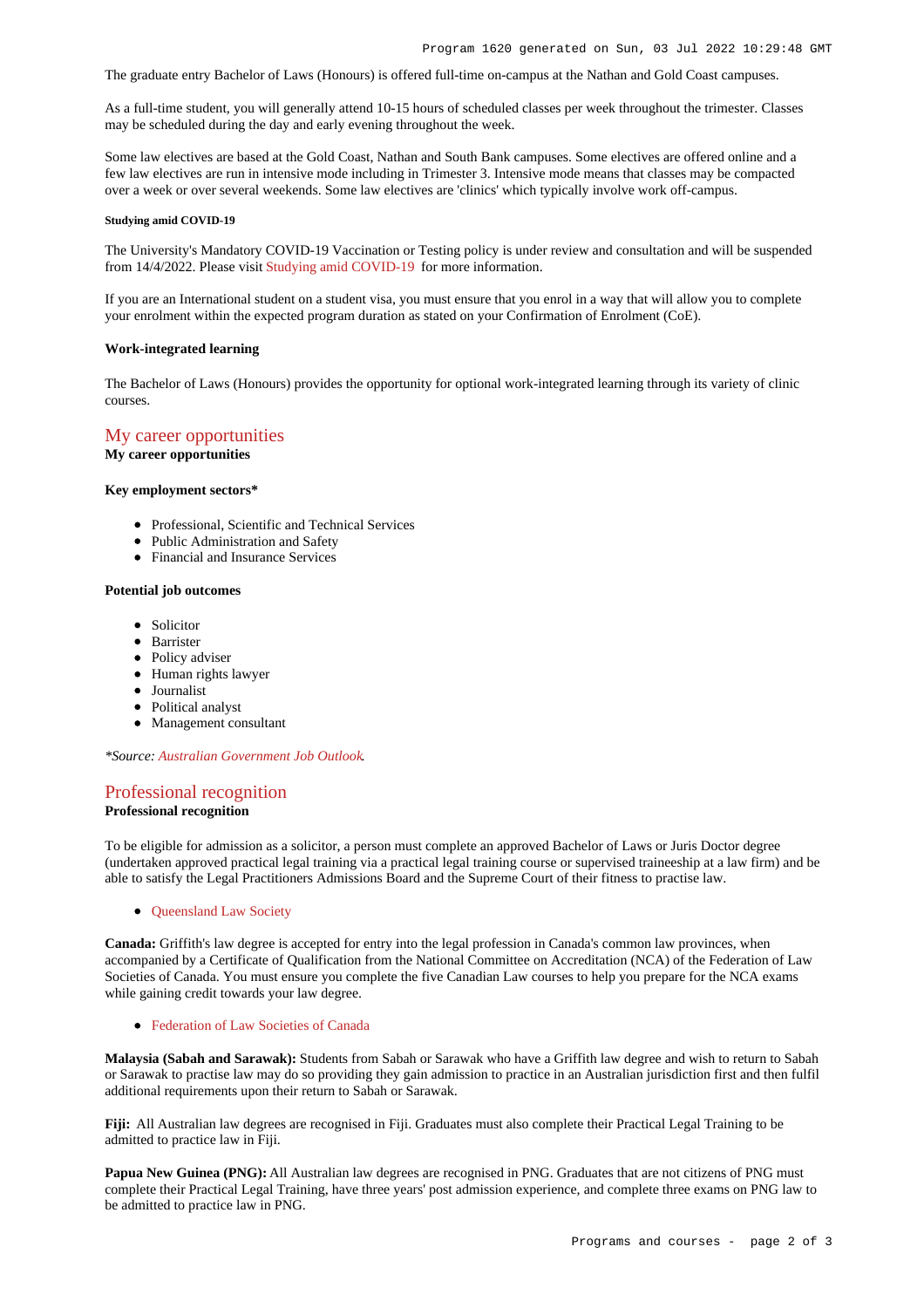The graduate entry Bachelor of Laws (Honours) is offered full-time on-campus at the Nathan and Gold Coast campuses.

As a full-time student, you will generally attend 10-15 hours of scheduled classes per week throughout the trimester. Classes may be scheduled during the day and early evening throughout the week.

Some law electives are based at the Gold Coast, Nathan and South Bank campuses. Some electives are offered online and a few law electives are run in intensive mode including in Trimester 3. Intensive mode means that classes may be compacted over a week or over several weekends. Some law electives are 'clinics' which typically involve work off-campus.

###### Studying amid COVID-19

The University's Mandatory COVID-19 Vaccination or Testing policy is under review and consultation and will be suspended from 14/4/2022. Please visit Studying amid COVID-19 for more information.

If you are an International student on a student visa, you must ensure that you enrol in a way that will allow you to complete your enrolment within the expected program duration as stated on your Confirmation of Enrolment (CoE).

**Work-integrated learning**

The Bachelor of Laws (Honours) provides the opportunity for optional work-integrated learning through its variety of clinic courses.

## My career opportunities

**My career opportunities**

**Key employment sectors***

- Professional, Scientific and Technical Services
- Public Administration and Safety
- Financial and Insurance Services

**Potential job outcomes**

- Solicitor
- Barrister
- Policy adviser
- Human rights lawyer
- Journalist
- Political analyst
- Management consultant

*\*Source: Australian Government Job Outlook.*

## Professional recognition

**Professional recognition**

To be eligible for admission as a solicitor, a person must complete an approved Bachelor of Laws or Juris Doctor degree (undertaken approved practical legal training via a practical legal training course or supervised traineeship at a law firm) and be able to satisfy the Legal Practitioners Admissions Board and the Supreme Court of their fitness to practise law.

- Queensland Law Society

**Canada:** Griffith's law degree is accepted for entry into the legal profession in Canada's common law provinces, when accompanied by a Certificate of Qualification from the National Committee on Accreditation (NCA) of the Federation of Law Societies of Canada. You must ensure you complete the five Canadian Law courses to help you prepare for the NCA exams while gaining credit towards your law degree.

- Federation of Law Societies of Canada

**Malaysia (Sabah and Sarawak):** Students from Sabah or Sarawak who have a Griffith law degree and wish to return to Sabah or Sarawak to practise law may do so providing they gain admission to practice in an Australian jurisdiction first and then fulfil additional requirements upon their return to Sabah or Sarawak.

**Fiji:** All Australian law degrees are recognised in Fiji. Graduates must also complete their Practical Legal Training to be admitted to practise law in Fiji.

**Papua New Guinea (PNG):** All Australian law degrees are recognised in PNG. Graduates that are not citizens of PNG must complete their Practical Legal Training, have three years' post admission experience, and complete three exams on PNG law to be admitted to practice law in PNG.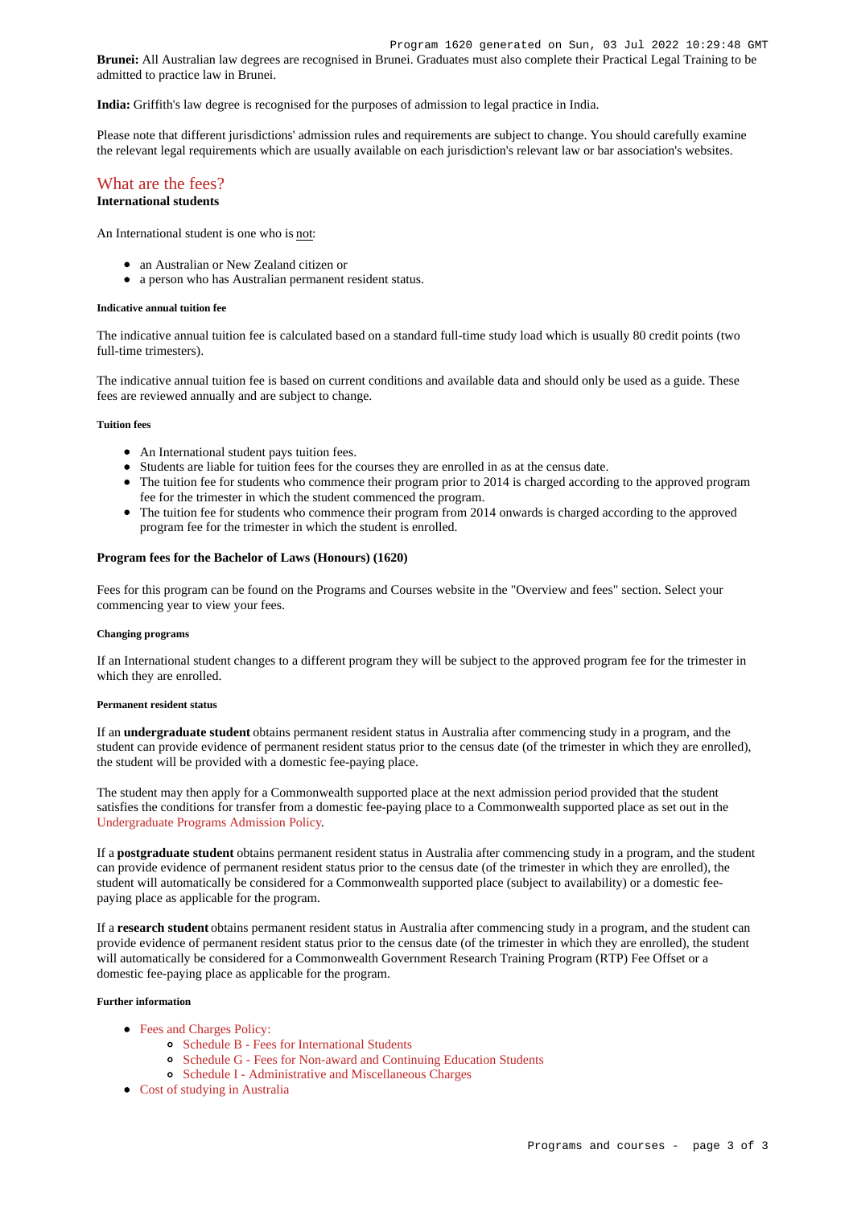**Brunei:** All Australian law degrees are recognised in Brunei. Graduates must also complete their Practical Legal Training to be admitted to practice law in Brunei.

**India:** Griffith's law degree is recognised for the purposes of admission to legal practice in India.

Please note that different jurisdictions' admission rules and requirements are subject to change. You should carefully examine the relevant legal requirements which are usually available on each jurisdiction's relevant law or bar association's websites.

## What are the fees?

**International students**

An International student is one who is not:

- an Australian or New Zealand citizen or
- a person who has Australian permanent resident status.

##### Indicative annual tuition fee

The indicative annual tuition fee is calculated based on a standard full-time study load which is usually 80 credit points (two full-time trimesters).

The indicative annual tuition fee is based on current conditions and available data and should only be used as a guide. These fees are reviewed annually and are subject to change.

##### Tuition fees

- An International student pays tuition fees.
- Students are liable for tuition fees for the courses they are enrolled in as at the census date.
- The tuition fee for students who commence their program prior to 2014 is charged according to the approved program fee for the trimester in which the student commenced the program.
- The tuition fee for students who commence their program from 2014 onwards is charged according to the approved program fee for the trimester in which the student is enrolled.

#### Program fees for the Bachelor of Laws (Honours) (1620)

Fees for this program can be found on the Programs and Courses website in the "Overview and fees" section. Select your commencing year to view your fees.

##### Changing programs

If an International student changes to a different program they will be subject to the approved program fee for the trimester in which they are enrolled.

##### Permanent resident status

If an **undergraduate student** obtains permanent resident status in Australia after commencing study in a program, and the student can provide evidence of permanent resident status prior to the census date (of the trimester in which they are enrolled), the student will be provided with a domestic fee-paying place.

The student may then apply for a Commonwealth supported place at the next admission period provided that the student satisfies the conditions for transfer from a domestic fee-paying place to a Commonwealth supported place as set out in the Undergraduate Programs Admission Policy.

If a **postgraduate student** obtains permanent resident status in Australia after commencing study in a program, and the student can provide evidence of permanent resident status prior to the census date (of the trimester in which they are enrolled), the student will automatically be considered for a Commonwealth supported place (subject to availability) or a domestic fee-paying place as applicable for the program.

If a **research student** obtains permanent resident status in Australia after commencing study in a program, and the student can provide evidence of permanent resident status prior to the census date (of the trimester in which they are enrolled), the student will automatically be considered for a Commonwealth Government Research Training Program (RTP) Fee Offset or a domestic fee-paying place as applicable for the program.

##### Further information

- Fees and Charges Policy:
    - Schedule B - Fees for International Students
    - Schedule G - Fees for Non-award and Continuing Education Students
    - Schedule I - Administrative and Miscellaneous Charges
- Cost of studying in Australia